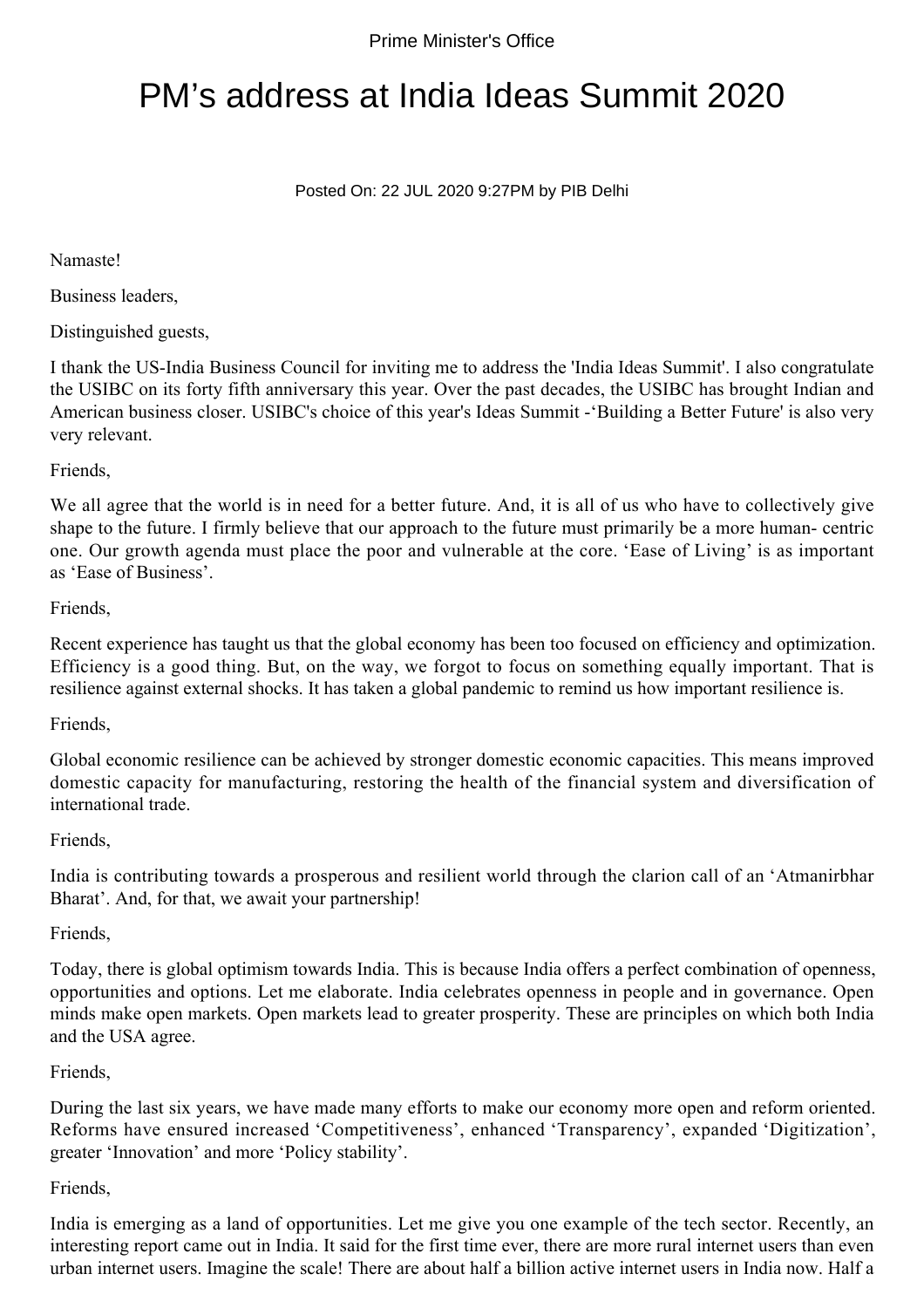Prime Minister's Office

# PM’s address at India Ideas Summit 2020

Posted On: 22 JUL 2020 9:27PM by PIB Delhi

Namaste!

Business leaders,

Distinguished guests,

I thank the US-India Business Council for inviting me to address the 'India Ideas Summit'. I also congratulate the USIBC on its forty fifth anniversary this year. Over the past decades, the USIBC has brought Indian and American business closer. USIBC's choice of this year's Ideas Summit -‘Building a Better Future' is also very very relevant.

Friends,

We all agree that the world is in need for a better future. And, it is all of us who have to collectively give shape to the future. I firmly believe that our approach to the future must primarily be a more human- centric one. Our growth agenda must place the poor and vulnerable at the core. ‘Ease of Living’ is as important as ‘Ease of Business’.

Friends,

Recent experience has taught us that the global economy has been too focused on efficiency and optimization. Efficiency is a good thing. But, on the way, we forgot to focus on something equally important. That is resilience against external shocks. It has taken a global pandemic to remind us how important resilience is.

Friends,

Global economic resilience can be achieved by stronger domestic economic capacities. This means improved domestic capacity for manufacturing, restoring the health of the financial system and diversification of international trade.

Friends,

India is contributing towards a prosperous and resilient world through the clarion call of an ‘Atmanirbhar Bharat’. And, for that, we await your partnership!

Friends,

Today, there is global optimism towards India. This is because India offers a perfect combination of openness, opportunities and options. Let me elaborate. India celebrates openness in people and in governance. Open minds make open markets. Open markets lead to greater prosperity. These are principles on which both India and the USA agree.

Friends,

During the last six years, we have made many efforts to make our economy more open and reform oriented. Reforms have ensured increased ‘Competitiveness’, enhanced ‘Transparency’, expanded ‘Digitization’, greater ‘Innovation’ and more ‘Policy stability’.

Friends,

India is emerging as a land of opportunities. Let me give you one example of the tech sector. Recently, an interesting report came out in India. It said for the first time ever, there are more rural internet users than even urban internet users. Imagine the scale! There are about half a billion active internet users in India now. Half a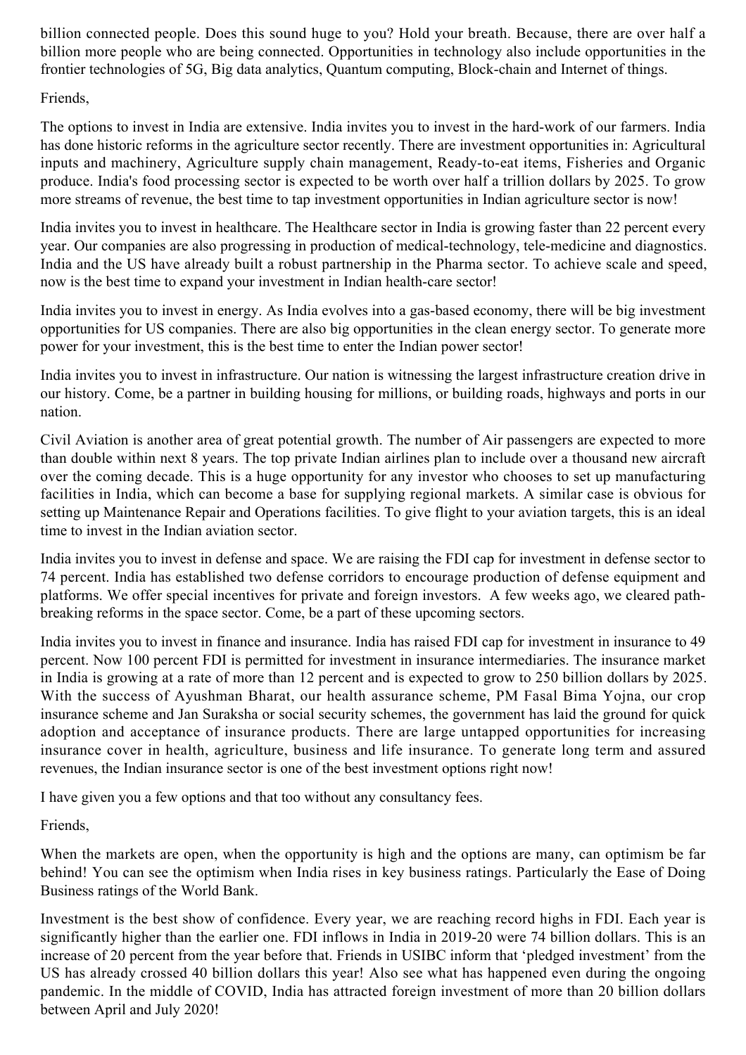billion connected people. Does this sound huge to you? Hold your breath. Because, there are over half a billion more people who are being connected. Opportunities in technology also include opportunities in the frontier technologies of 5G, Big data analytics, Quantum computing, Block-chain and Internet of things.

Friends,

The options to invest in India are extensive. India invites you to invest in the hard-work of our farmers. India has done historic reforms in the agriculture sector recently. There are investment opportunities in: Agricultural inputs and machinery, Agriculture supply chain management, Ready-to-eat items, Fisheries and Organic produce. India's food processing sector is expected to be worth over half a trillion dollars by 2025. To grow more streams of revenue, the best time to tap investment opportunities in Indian agriculture sector is now!

India invites you to invest in healthcare. The Healthcare sector in India is growing faster than 22 percent every year. Our companies are also progressing in production of medical-technology, tele-medicine and diagnostics. India and the US have already built a robust partnership in the Pharma sector. To achieve scale and speed, now is the best time to expand your investment in Indian health-care sector!

India invites you to invest in energy. As India evolves into a gas-based economy, there will be big investment opportunities for US companies. There are also big opportunities in the clean energy sector. To generate more power for your investment, this is the best time to enter the Indian power sector!

India invites you to invest in infrastructure. Our nation is witnessing the largest infrastructure creation drive in our history. Come, be a partner in building housing for millions, or building roads, highways and ports in our nation.

Civil Aviation is another area of great potential growth. The number of Air passengers are expected to more than double within next 8 years. The top private Indian airlines plan to include over a thousand new aircraft over the coming decade. This is a huge opportunity for any investor who chooses to set up manufacturing facilities in India, which can become a base for supplying regional markets. A similar case is obvious for setting up Maintenance Repair and Operations facilities. To give flight to your aviation targets, this is an ideal time to invest in the Indian aviation sector.

India invites you to invest in defense and space. We are raising the FDI cap for investment in defense sector to 74 percent. India has established two defense corridors to encourage production of defense equipment and platforms. We offer special incentives for private and foreign investors. A few weeks ago, we cleared path-breaking reforms in the space sector. Come, be a part of these upcoming sectors.

India invites you to invest in finance and insurance. India has raised FDI cap for investment in insurance to 49 percent. Now 100 percent FDI is permitted for investment in insurance intermediaries. The insurance market in India is growing at a rate of more than 12 percent and is expected to grow to 250 billion dollars by 2025. With the success of Ayushman Bharat, our health assurance scheme, PM Fasal Bima Yojna, our crop insurance scheme and Jan Suraksha or social security schemes, the government has laid the ground for quick adoption and acceptance of insurance products. There are large untapped opportunities for increasing insurance cover in health, agriculture, business and life insurance. To generate long term and assured revenues, the Indian insurance sector is one of the best investment options right now!

I have given you a few options and that too without any consultancy fees.

Friends,

When the markets are open, when the opportunity is high and the options are many, can optimism be far behind! You can see the optimism when India rises in key business ratings. Particularly the Ease of Doing Business ratings of the World Bank.

Investment is the best show of confidence. Every year, we are reaching record highs in FDI. Each year is significantly higher than the earlier one. FDI inflows in India in 2019-20 were 74 billion dollars. This is an increase of 20 percent from the year before that. Friends in USIBC inform that 'pledged investment' from the US has already crossed 40 billion dollars this year! Also see what has happened even during the ongoing pandemic. In the middle of COVID, India has attracted foreign investment of more than 20 billion dollars between April and July 2020!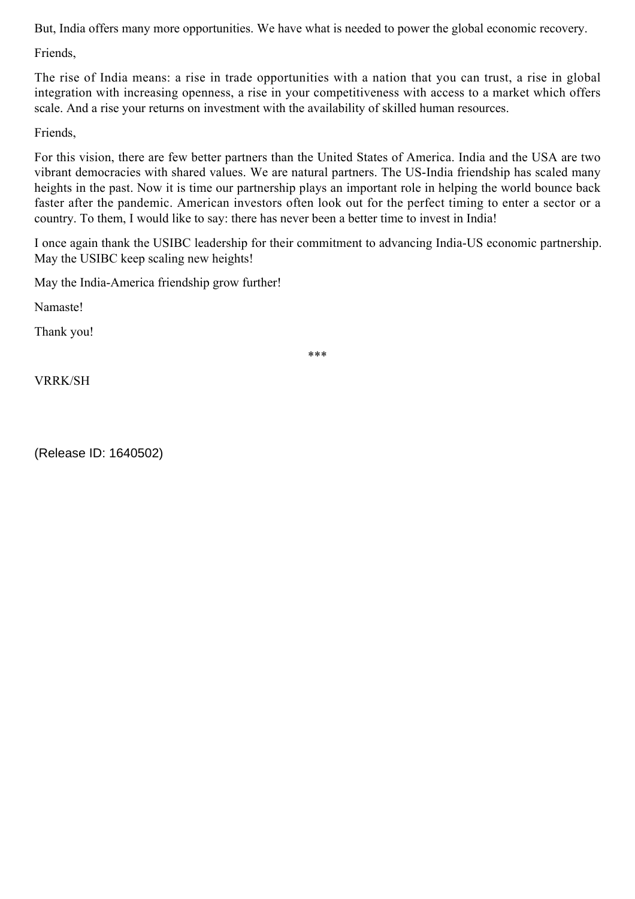But, India offers many more opportunities. We have what is needed to power the global economic recovery.

Friends,

The rise of India means: a rise in trade opportunities with a nation that you can trust, a rise in global integration with increasing openness, a rise in your competitiveness with access to a market which offers scale. And a rise your returns on investment with the availability of skilled human resources.

Friends,

For this vision, there are few better partners than the United States of America. India and the USA are two vibrant democracies with shared values. We are natural partners. The US-India friendship has scaled many heights in the past. Now it is time our partnership plays an important role in helping the world bounce back faster after the pandemic. American investors often look out for the perfect timing to enter a sector or a country. To them, I would like to say: there has never been a better time to invest in India!

I once again thank the USIBC leadership for their commitment to advancing India-US economic partnership. May the USIBC keep scaling new heights!

May the India-America friendship grow further!

Namaste!

Thank you!

***

VRRK/SH

(Release ID: 1640502)